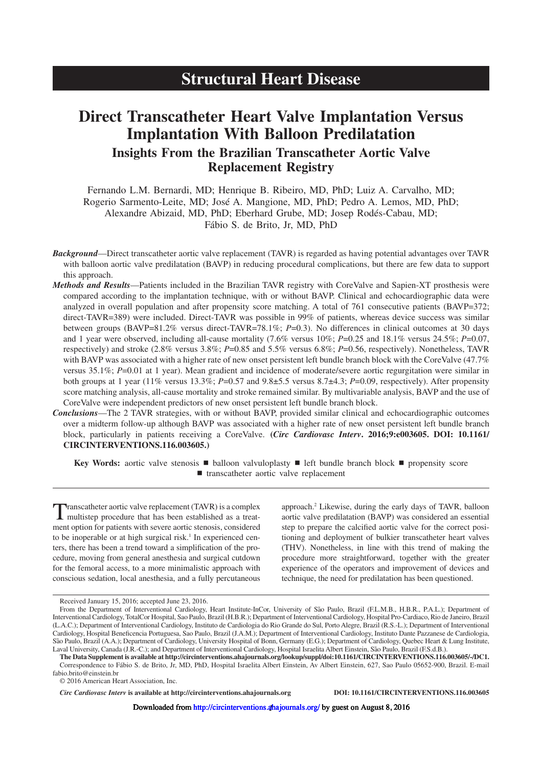# Structural Heart Disease

# Direct Transcatheter Heart Valve Implantation Versus Implantation With Balloon Predilatation

## Insights From the Brazilian Transcatheter Aortic Valve Replacement Registry

Fernando L.M. Bernardi, MD; Henrique B. Ribeiro, MD, PhD; Luiz A. Carvalho, MD; Rogerio Sarmento-Leite, MD; José A. Mangione, MD, PhD; Pedro A. Lemos, MD, PhD; Alexandre Abizaid, MD, PhD; Eberhard Grube, MD; Josep Rodés-Cabau, MD; Fábio S. de Brito, Jr, MD, PhD

***Background***—Direct transcatheter aortic valve replacement (TAVR) is regarded as having potential advantages over TAVR with balloon aortic valve predilatation (BAVP) in reducing procedural complications, but there are few data to support this approach.

***Methods and Results***—Patients included in the Brazilian TAVR registry with CoreValve and Sapien-XT prosthesis were compared according to the implantation technique, with or without BAVP. Clinical and echocardiographic data were analyzed in overall population and after propensity score matching. A total of 761 consecutive patients (BAVP=372; direct-TAVR=389) were included. Direct-TAVR was possible in 99% of patients, whereas device success was similar between groups (BAVP=81.2% versus direct-TAVR=78.1%; *P*=0.3). No differences in clinical outcomes at 30 days and 1 year were observed, including all-cause mortality (7.6% versus 10%; *P*=0.25 and 18.1% versus 24.5%; *P*=0.07, respectively) and stroke (2.8% versus 3.8%; *P*=0.85 and 5.5% versus 6.8%; *P*=0.56, respectively). Nonetheless, TAVR with BAVP was associated with a higher rate of new onset persistent left bundle branch block with the CoreValve (47.7% versus 35.1%; *P*=0.01 at 1 year). Mean gradient and incidence of moderate/severe aortic regurgitation were similar in both groups at 1 year (11% versus 13.3%; *P*=0.57 and 9.8±5.5 versus 8.7±4.3; *P*=0.09, respectively). After propensity score matching analysis, all-cause mortality and stroke remained similar. By multivariable analysis, BAVP and the use of CoreValve were independent predictors of new onset persistent left bundle branch block.

***Conclusions***—The 2 TAVR strategies, with or without BAVP, provided similar clinical and echocardiographic outcomes over a midterm follow-up although BAVP was associated with a higher rate of new onset persistent left bundle branch block, particularly in patients receiving a CoreValve. **(*Circ Cardiovasc Interv*. 2016;9:e003605. DOI: 10.1161/CIRCINTERVENTIONS.116.003605.)**

**Key Words:** aortic valve stenosis ■ balloon valvuloplasty ■ left bundle branch block ■ propensity score ■ transcatheter aortic valve replacement

Transcatheter aortic valve replacement (TAVR) is a complex multistep procedure that has been established as a treatment option for patients with severe aortic stenosis, considered to be inoperable or at high surgical risk.[1] In experienced centers, there has been a trend toward a simplification of the procedure, moving from general anesthesia and surgical cutdown for the femoral access, to a more minimalistic approach with conscious sedation, local anesthesia, and a fully percutaneous approach.[2] Likewise, during the early days of TAVR, balloon aortic valve predilatation (BAVP) was considered an essential step to prepare the calcified aortic valve for the correct positioning and deployment of bulkier transcatheter heart valves (THV). Nonetheless, in line with this trend of making the procedure more straightforward, together with the greater experience of the operators and improvement of devices and technique, the need for predilatation has been questioned.

Received January 15, 2016; accepted June 23, 2016.

From the Department of Interventional Cardiology, Heart Institute-InCor, University of São Paulo, Brazil (F.L.M.B., H.B.R., P.A.L.); Department of Interventional Cardiology, TotalCor Hospital, Sao Paulo, Brazil (H.B.R.); Department of Interventional Cardiology, Hospital Pro-Cardiaco, Rio de Janeiro, Brazil (L.A.C.); Department of Interventional Cardiology, Instituto de Cardiologia do Rio Grande do Sul, Porto Alegre, Brazil (R.S.-L.); Department of Interventional Cardiology, Hospital Beneficencia Portuguesa, Sao Paulo, Brazil (J.A.M.); Department of Interventional Cardiology, Instituto Dante Pazzanese de Cardiologia, São Paulo, Brazil (A.A.); Department of Cardiology, University Hospital of Bonn, Germany (E.G.); Department of Cardiology, Quebec Heart & Lung Institute, Laval University, Canada (J.R.-C.); and Department of Interventional Cardiology, Hospital Israelita Albert Einstein, São Paulo, Brazil (F.S.d.B.).

**The Data Supplement is available at http://circinterventions.ahajournals.org/lookup/suppl/doi:10.1161/CIRCINTERVENTIONS.116.003605/-/DC1.**

Correspondence to Fábio S. de Brito, Jr, MD, PhD, Hospital Israelita Albert Einstein, Av Albert Einstein, 627, Sao Paulo 05652-900, Brazil. E-mail fabio.brito@einstein.br

© 2016 American Heart Association, Inc.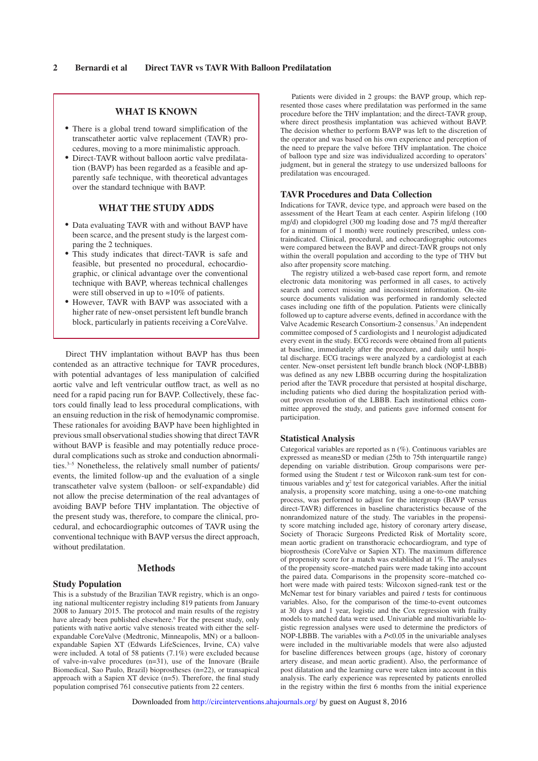## WHAT IS KNOWN

- There is a global trend toward simplification of the transcatheter aortic valve replacement (TAVR) procedures, moving to a more minimalistic approach.
- Direct-TAVR without balloon aortic valve predilatation (BAVP) has been regarded as a feasible and apparently safe technique, with theoretical advantages over the standard technique with BAVP.

## WHAT THE STUDY ADDS

- Data evaluating TAVR with and without BAVP have been scarce, and the present study is the largest comparing the 2 techniques.
- This study indicates that direct-TAVR is safe and feasible, but presented no procedural, echocardiographic, or clinical advantage over the conventional technique with BAVP, whereas technical challenges were still observed in up to ≈10% of patients.
- However, TAVR with BAVP was associated with a higher rate of new-onset persistent left bundle branch block, particularly in patients receiving a CoreValve.

Direct THV implantation without BAVP has thus been contended as an attractive technique for TAVR procedures, with potential advantages of less manipulation of calcified aortic valve and left ventricular outflow tract, as well as no need for a rapid pacing run for BAVP. Collectively, these factors could finally lead to less procedural complications, with an ensuing reduction in the risk of hemodynamic compromise. These rationales for avoiding BAVP have been highlighted in previous small observational studies showing that direct TAVR without BAVP is feasible and may potentially reduce procedural complications such as stroke and conduction abnormalities.[3–5] Nonetheless, the relatively small number of patients/events, the limited follow-up and the evaluation of a single transcatheter valve system (balloon- or self-expandable) did not allow the precise determination of the real advantages of avoiding BAVP before THV implantation. The objective of the present study was, therefore, to compare the clinical, procedural, and echocardiographic outcomes of TAVR using the conventional technique with BAVP versus the direct approach, without predilatation.

# Methods

## Study Population

This is a substudy of the Brazilian TAVR registry, which is an ongoing national multicenter registry including 819 patients from January 2008 to January 2015. The protocol and main results of the registry have already been published elsewhere.[6] For the present study, only patients with native aortic valve stenosis treated with either the self-expandable CoreValve (Medtronic, Minneapolis, MN) or a balloon-expandable Sapien XT (Edwards LifeSciences, Irvine, CA) valve were included. A total of 58 patients (7.1%) were excluded because of valve-in-valve procedures (n=31), use of the Innovare (Braile Biomedical, Sao Paulo, Brazil) bioprostheses (n=22), or transapical approach with a Sapien XT device (n=5). Therefore, the final study population comprised 761 consecutive patients from 22 centers.

Patients were divided in 2 groups: the BAVP group, which represented those cases where predilatation was performed in the same procedure before the THV implantation; and the direct-TAVR group, where direct prosthesis implantation was achieved without BAVP. The decision whether to perform BAVP was left to the discretion of the operator and was based on his own experience and perception of the need to prepare the valve before THV implantation. The choice of balloon type and size was individualized according to operators' judgment, but in general the strategy to use undersized balloons for predilatation was encouraged.

## TAVR Procedures and Data Collection

Indications for TAVR, device type, and approach were based on the assessment of the Heart Team at each center. Aspirin lifelong (100 mg/d) and clopidogrel (300 mg loading dose and 75 mg/d thereafter for a minimum of 1 month) were routinely prescribed, unless contraindicated. Clinical, procedural, and echocardiographic outcomes were compared between the BAVP and direct-TAVR groups not only within the overall population and according to the type of THV but also after propensity score matching.

The registry utilized a web-based case report form, and remote electronic data monitoring was performed in all cases, to actively search and correct missing and inconsistent information. On-site source documents validation was performed in randomly selected cases including one fifth of the population. Patients were clinically followed up to capture adverse events, defined in accordance with the Valve Academic Research Consortium-2 consensus.[7] An independent committee composed of 5 cardiologists and 1 neurologist adjudicated every event in the study. ECG records were obtained from all patients at baseline, immediately after the procedure, and daily until hospital discharge. ECG tracings were analyzed by a cardiologist at each center. New-onset persistent left bundle branch block (NOP-LBBB) was defined as any new LBBB occurring during the hospitalization period after the TAVR procedure that persisted at hospital discharge, including patients who died during the hospitalization period without proven resolution of the LBBB. Each institutional ethics committee approved the study, and patients gave informed consent for participation.

## Statistical Analysis

Categorical variables are reported as n (%). Continuous variables are expressed as mean±SD or median (25th to 75th interquartile range) depending on variable distribution. Group comparisons were performed using the Student *t* test or Wilcoxon rank-sum test for continuous variables and $\chi^2$ test for categorical variables. After the initial analysis, a propensity score matching, using a one-to-one matching process, was performed to adjust for the intergroup (BAVP versus direct-TAVR) differences in baseline characteristics because of the nonrandomized nature of the study. The variables in the propensity score matching included age, history of coronary artery disease, Society of Thoracic Surgeons Predicted Risk of Mortality score, mean aortic gradient on transthoracic echocardiogram, and type of bioprosthesis (CoreValve or Sapien XT). The maximum difference of propensity score for a match was established at 1%. The analyses of the propensity score–matched pairs were made taking into account the paired data. Comparisons in the propensity score–matched cohort were made with paired tests: Wilcoxon signed-rank test or the McNemar test for binary variables and paired *t* tests for continuous variables. Also, for the comparison of the time-to-event outcomes at 30 days and 1 year, logistic and the Cox regression with frailty models to matched data were used. Univariable and multivariable logistic regression analyses were used to determine the predictors of NOP-LBBB. The variables with a $P<0.05$ in the univariable analyses were included in the multivariable models that were also adjusted for baseline differences between groups (age, history of coronary artery disease, and mean aortic gradient). Also, the performance of post dilatation and the learning curve were taken into account in this analysis. The early experience was represented by patients enrolled in the registry within the first 6 months from the initial experience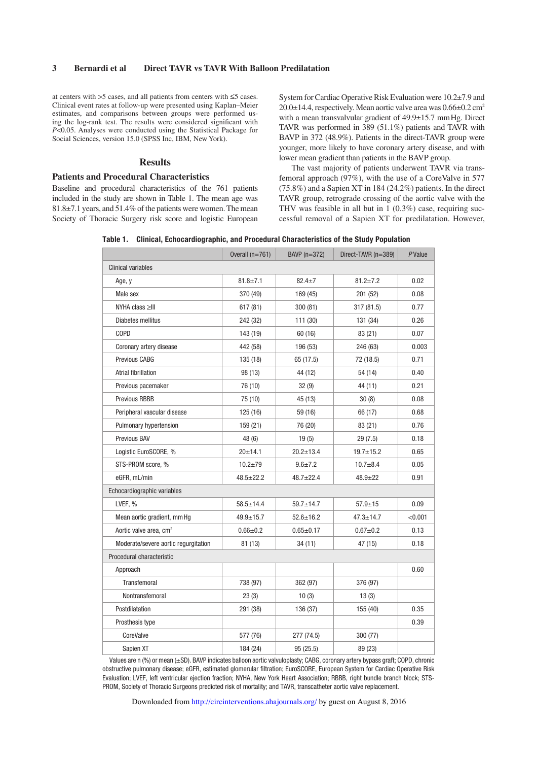at centers with >5 cases, and all patients from centers with ≤5 cases. Clinical event rates at follow-up were presented using Kaplan–Meier estimates, and comparisons between groups were performed using the log-rank test. The results were considered significant with *P*<0.05. Analyses were conducted using the Statistical Package for Social Sciences, version 15.0 (SPSS Inc, IBM, New York).

## Results

### Patients and Procedural Characteristics

Baseline and procedural characteristics of the 761 patients included in the study are shown in Table 1. The mean age was 81.8±7.1 years, and 51.4% of the patients were women. The mean Society of Thoracic Surgery risk score and logistic European System for Cardiac Operative Risk Evaluation were 10.2±7.9 and 20.0±14.4, respectively. Mean aortic valve area was 0.66±0.2 $cm^2$ with a mean transvalvular gradient of 49.9±15.7 mm Hg. Direct TAVR was performed in 389 (51.1%) patients and TAVR with BAVP in 372 (48.9%). Patients in the direct-TAVR group were younger, more likely to have coronary artery disease, and with lower mean gradient than patients in the BAVP group.

The vast majority of patients underwent TAVR via transfemoral approach (97%), with the use of a CoreValve in 577 (75.8%) and a Sapien XT in 184 (24.2%) patients. In the direct TAVR group, retrograde crossing of the aortic valve with the THV was feasible in all but in 1 (0.3%) case, requiring successful removal of a Sapien XT for predilatation. However,

**Table 1. Clinical, Echocardiographic, and Procedural Characteristics of the Study Population**

| | Overall (n=761) | BAVP (n=372) | Direct-TAVR (n=389) | *P* Value |
|---|---|---|---|---|
| Clinical variables | | | | |
| Age, y | 81.8±7.1 | 82.4±7 | 81.2±7.2 | 0.02 |
| Male sex | 370 (49) | 169 (45) | 201 (52) | 0.08 |
| NYHA class ≥III | 617 (81) | 300 (81) | 317 (81.5) | 0.77 |
| Diabetes mellitus | 242 (32) | 111 (30) | 131 (34) | 0.26 |
| COPD | 143 (19) | 60 (16) | 83 (21) | 0.07 |
| Coronary artery disease | 442 (58) | 196 (53) | 246 (63) | 0.003 |
| Previous CABG | 135 (18) | 65 (17.5) | 72 (18.5) | 0.71 |
| Atrial fibrillation | 98 (13) | 44 (12) | 54 (14) | 0.40 |
| Previous pacemaker | 76 (10) | 32 (9) | 44 (11) | 0.21 |
| Previous RBBB | 75 (10) | 45 (13) | 30 (8) | 0.08 |
| Peripheral vascular disease | 125 (16) | 59 (16) | 66 (17) | 0.68 |
| Pulmonary hypertension | 159 (21) | 76 (20) | 83 (21) | 0.76 |
| Previous BAV | 48 (6) | 19 (5) | 29 (7.5) | 0.18 |
| Logistic EuroSCORE, % | 20±14.1 | 20.2±13.4 | 19.7±15.2 | 0.65 |
| STS-PROM score, % | 10.2±79 | 9.6±7.2 | 10.7±8.4 | 0.05 |
| eGFR, mL/min | 48.5±22.2 | 48.7±22.4 | 48.9±22 | 0.91 |
| Echocardiographic variables | | | | |
| LVEF, % | 58.5±14.4 | 59.7±14.7 | 57.9±15 | 0.09 |
| Mean aortic gradient, mm Hg | 49.9±15.7 | 52.6±16.2 | 47.3±14.7 | <0.001 |
| Aortic valve area, $cm^2$ | 0.66±0.2 | 0.65±0.17 | 0.67±0.2 | 0.13 |
| Moderate/severe aortic regurgitation | 81 (13) | 34 (11) | 47 (15) | 0.18 |
| Procedural characteristic | | | | |
| Approach | | | | 0.60 |
| Transfemoral | 738 (97) | 362 (97) | 376 (97) | |
| Nontransfemoral | 23 (3) | 10 (3) | 13 (3) | |
| Postdilatation | 291 (38) | 136 (37) | 155 (40) | 0.35 |
| Prosthesis type | | | | 0.39 |
| CoreValve | 577 (76) | 277 (74.5) | 300 (77) | |
| Sapien XT | 184 (24) | 95 (25.5) | 89 (23) | |

Values are n (%) or mean (±SD). BAVP indicates balloon aortic valvuloplasty; CABG, coronary artery bypass graft; COPD, chronic obstructive pulmonary disease; eGFR, estimated glomerular filtration; EuroSCORE, European System for Cardiac Operative Risk Evaluation; LVEF, left ventricular ejection fraction; NYHA, New York Heart Association; RBBB, right bundle branch block; STS-PROM, Society of Thoracic Surgeons predicted risk of mortality; and TAVR, transcatheter aortic valve replacement.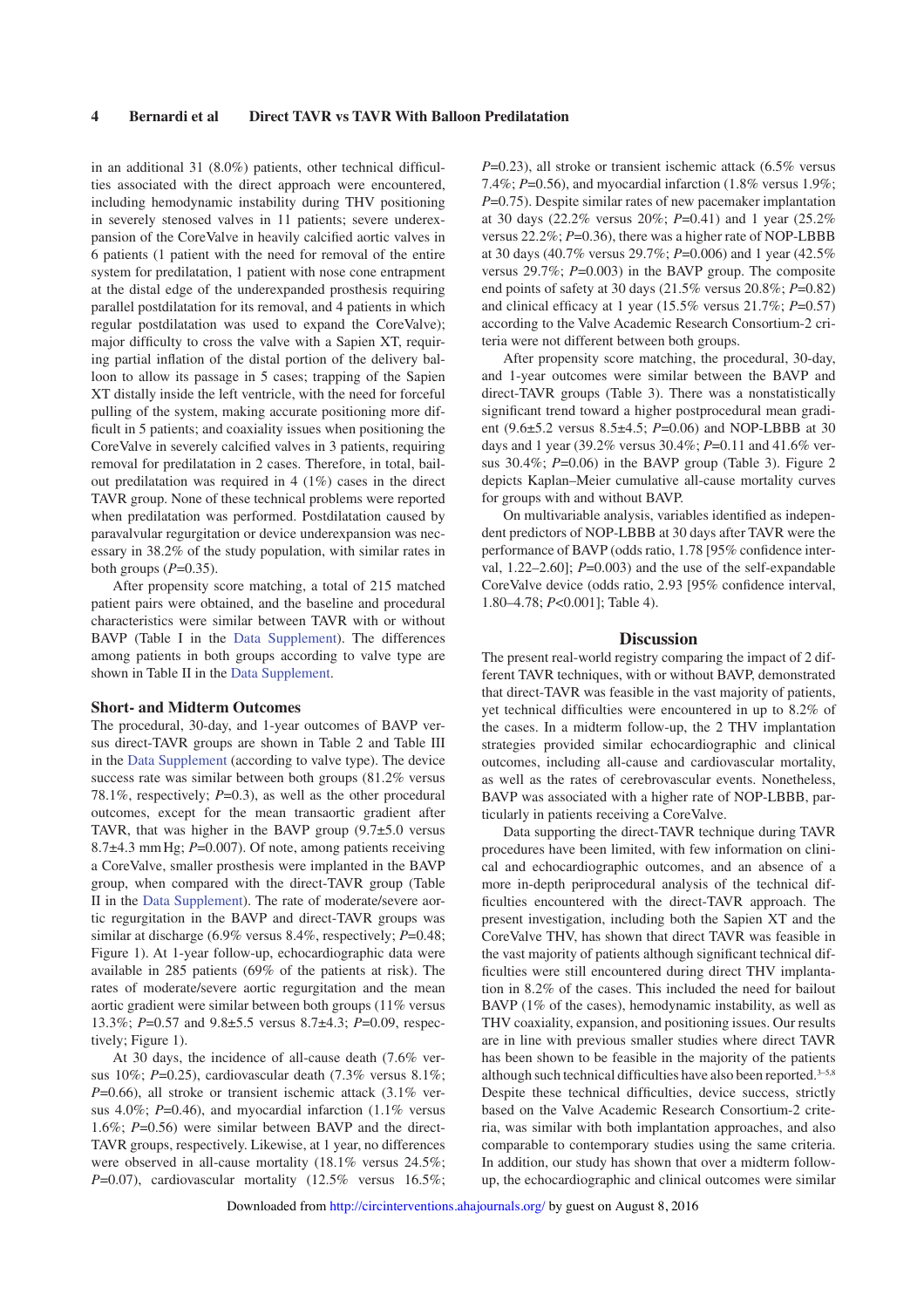in an additional 31 (8.0%) patients, other technical difficulties associated with the direct approach were encountered, including hemodynamic instability during THV positioning in severely stenosed valves in 11 patients; severe underexpansion of the CoreValve in heavily calcified aortic valves in 6 patients (1 patient with the need for removal of the entire system for predilatation, 1 patient with nose cone entrapment at the distal edge of the underexpanded prosthesis requiring parallel postdilatation for its removal, and 4 patients in which regular postdilatation was used to expand the CoreValve); major difficulty to cross the valve with a Sapien XT, requiring partial inflation of the distal portion of the delivery balloon to allow its passage in 5 cases; trapping of the Sapien XT distally inside the left ventricle, with the need for forceful pulling of the system, making accurate positioning more difficult in 5 patients; and coaxiality issues when positioning the CoreValve in severely calcified valves in 3 patients, requiring removal for predilatation in 2 cases. Therefore, in total, bailout predilatation was required in 4 (1%) cases in the direct TAVR group. None of these technical problems were reported when predilatation was performed. Postdilatation caused by paravalvular regurgitation or device underexpansion was necessary in 38.2% of the study population, with similar rates in both groups ($P$=0.35).

After propensity score matching, a total of 215 matched patient pairs were obtained, and the baseline and procedural characteristics were similar between TAVR with or without BAVP (Table I in the Data Supplement). The differences among patients in both groups according to valve type are shown in Table II in the Data Supplement.

### Short- and Midterm Outcomes

The procedural, 30-day, and 1-year outcomes of BAVP versus direct-TAVR groups are shown in Table 2 and Table III in the Data Supplement (according to valve type). The device success rate was similar between both groups (81.2% versus 78.1%, respectively; $P$=0.3), as well as the other procedural outcomes, except for the mean transaortic gradient after TAVR, that was higher in the BAVP group (9.7±5.0 versus 8.7±4.3 mm Hg; $P$=0.007). Of note, among patients receiving a CoreValve, smaller prosthesis were implanted in the BAVP group, when compared with the direct-TAVR group (Table II in the Data Supplement). The rate of moderate/severe aortic regurgitation in the BAVP and direct-TAVR groups was similar at discharge (6.9% versus 8.4%, respectively; $P$=0.48; Figure 1). At 1-year follow-up, echocardiographic data were available in 285 patients (69% of the patients at risk). The rates of moderate/severe aortic regurgitation and the mean aortic gradient were similar between both groups (11% versus 13.3%; $P$=0.57 and 9.8±5.5 versus 8.7±4.3; $P$=0.09, respectively; Figure 1).

At 30 days, the incidence of all-cause death (7.6% versus 10%; $P$=0.25), cardiovascular death (7.3% versus 8.1%; $P$=0.66), all stroke or transient ischemic attack (3.1% versus 4.0%; $P$=0.46), and myocardial infarction (1.1% versus 1.6%; $P$=0.56) were similar between BAVP and the direct-TAVR groups, respectively. Likewise, at 1 year, no differences were observed in all-cause mortality (18.1% versus 24.5%; $P$=0.07), cardiovascular mortality (12.5% versus 16.5%; $P$=0.23), all stroke or transient ischemic attack (6.5% versus 7.4%; $P$=0.56), and myocardial infarction (1.8% versus 1.9%; $P$=0.75). Despite similar rates of new pacemaker implantation at 30 days (22.2% versus 20%; $P$=0.41) and 1 year (25.2% versus 22.2%; $P$=0.36), there was a higher rate of NOP-LBBB at 30 days (40.7% versus 29.7%; $P$=0.006) and 1 year (42.5% versus 29.7%; $P$=0.003) in the BAVP group. The composite end points of safety at 30 days (21.5% versus 20.8%; $P$=0.82) and clinical efficacy at 1 year (15.5% versus 21.7%; $P$=0.57) according to the Valve Academic Research Consortium-2 criteria were not different between both groups.

After propensity score matching, the procedural, 30-day, and 1-year outcomes were similar between the BAVP and direct-TAVR groups (Table 3). There was a nonstatistically significant trend toward a higher postprocedural mean gradient (9.6±5.2 versus 8.5±4.5; $P$=0.06) and NOP-LBBB at 30 days and 1 year (39.2% versus 30.4%; $P$=0.11 and 41.6% versus 30.4%; $P$=0.06) in the BAVP group (Table 3). Figure 2 depicts Kaplan–Meier cumulative all-cause mortality curves for groups with and without BAVP.

On multivariable analysis, variables identified as independent predictors of NOP-LBBB at 30 days after TAVR were the performance of BAVP (odds ratio, 1.78 [95% confidence interval, 1.22–2.60]; $P$=0.003) and the use of the self-expandable CoreValve device (odds ratio, 2.93 [95% confidence interval, 1.80–4.78; $P$<0.001]; Table 4).

## Discussion

The present real-world registry comparing the impact of 2 different TAVR techniques, with or without BAVP, demonstrated that direct-TAVR was feasible in the vast majority of patients, yet technical difficulties were encountered in up to 8.2% of the cases. In a midterm follow-up, the 2 THV implantation strategies provided similar echocardiographic and clinical outcomes, including all-cause and cardiovascular mortality, as well as the rates of cerebrovascular events. Nonetheless, BAVP was associated with a higher rate of NOP-LBBB, particularly in patients receiving a CoreValve.

Data supporting the direct-TAVR technique during TAVR procedures have been limited, with few information on clinical and echocardiographic outcomes, and an absence of a more in-depth periprocedural analysis of the technical difficulties encountered with the direct-TAVR approach. The present investigation, including both the Sapien XT and the CoreValve THV, has shown that direct TAVR was feasible in the vast majority of patients although significant technical difficulties were still encountered during direct THV implantation in 8.2% of the cases. This included the need for bailout BAVP (1% of the cases), hemodynamic instability, as well as THV coaxiality, expansion, and positioning issues. Our results are in line with previous smaller studies where direct TAVR has been shown to be feasible in the majority of the patients although such technical difficulties have also been reported.[3–5,8] Despite these technical difficulties, device success, strictly based on the Valve Academic Research Consortium-2 criteria, was similar with both implantation approaches, and also comparable to contemporary studies using the same criteria. In addition, our study has shown that over a midterm follow-up, the echocardiographic and clinical outcomes were similar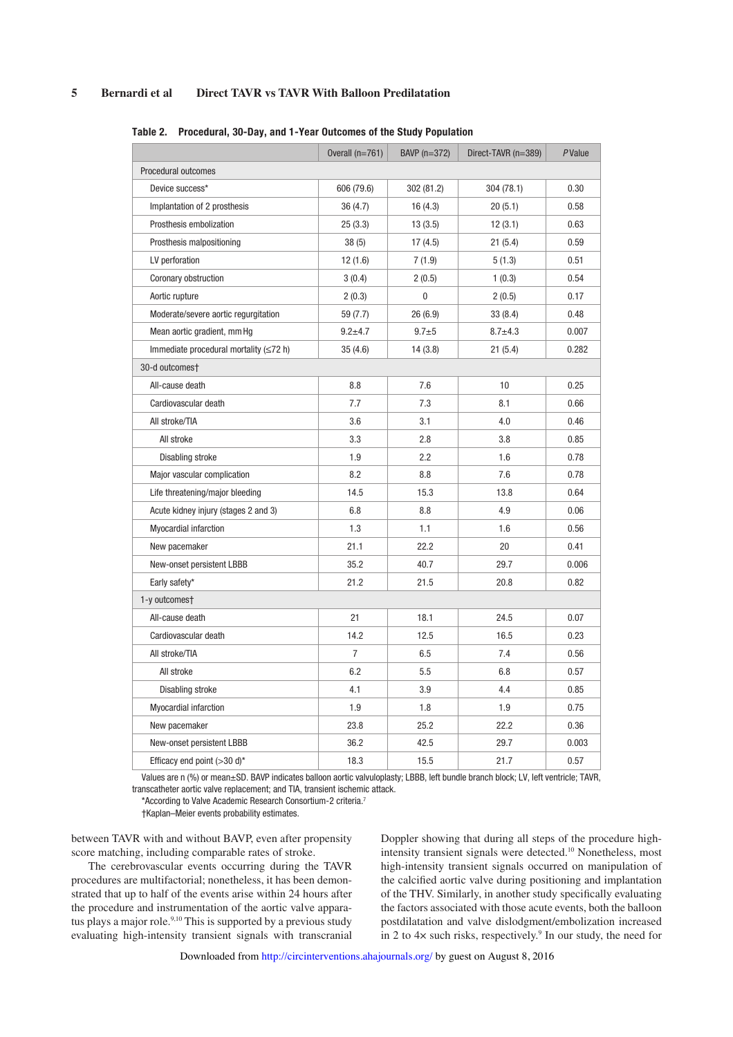**Table 2. Procedural, 30-Day, and 1-Year Outcomes of the Study Population**

| | Overall (n=761) | BAVP (n=372) | Direct-TAVR (n=389) | *P* Value |
|---|---|---|---|---|
| Procedural outcomes | | | | |
| Device success* | 606 (79.6) | 302 (81.2) | 304 (78.1) | 0.30 |
| Implantation of 2 prosthesis | 36 (4.7) | 16 (4.3) | 20 (5.1) | 0.58 |
| Prosthesis embolization | 25 (3.3) | 13 (3.5) | 12 (3.1) | 0.63 |
| Prosthesis malpositioning | 38 (5) | 17 (4.5) | 21 (5.4) | 0.59 |
| LV perforation | 12 (1.6) | 7 (1.9) | 5 (1.3) | 0.51 |
| Coronary obstruction | 3 (0.4) | 2 (0.5) | 1 (0.3) | 0.54 |
| Aortic rupture | 2 (0.3) | 0 | 2 (0.5) | 0.17 |
| Moderate/severe aortic regurgitation | 59 (7.7) | 26 (6.9) | 33 (8.4) | 0.48 |
| Mean aortic gradient, mm Hg | 9.2±4.7 | 9.7±5 | 8.7±4.3 | 0.007 |
| Immediate procedural mortality (≤72 h) | 35 (4.6) | 14 (3.8) | 21 (5.4) | 0.282 |
| 30-d outcomes† | | | | |
| All-cause death | 8.8 | 7.6 | 10 | 0.25 |
| Cardiovascular death | 7.7 | 7.3 | 8.1 | 0.66 |
| All stroke/TIA | 3.6 | 3.1 | 4.0 | 0.46 |
| All stroke | 3.3 | 2.8 | 3.8 | 0.85 |
| Disabling stroke | 1.9 | 2.2 | 1.6 | 0.78 |
| Major vascular complication | 8.2 | 8.8 | 7.6 | 0.78 |
| Life threatening/major bleeding | 14.5 | 15.3 | 13.8 | 0.64 |
| Acute kidney injury (stages 2 and 3) | 6.8 | 8.8 | 4.9 | 0.06 |
| Myocardial infarction | 1.3 | 1.1 | 1.6 | 0.56 |
| New pacemaker | 21.1 | 22.2 | 20 | 0.41 |
| New-onset persistent LBBB | 35.2 | 40.7 | 29.7 | 0.006 |
| Early safety* | 21.2 | 21.5 | 20.8 | 0.82 |
| 1-y outcomes† | | | | |
| All-cause death | 21 | 18.1 | 24.5 | 0.07 |
| Cardiovascular death | 14.2 | 12.5 | 16.5 | 0.23 |
| All stroke/TIA | 7 | 6.5 | 7.4 | 0.56 |
| All stroke | 6.2 | 5.5 | 6.8 | 0.57 |
| Disabling stroke | 4.1 | 3.9 | 4.4 | 0.85 |
| Myocardial infarction | 1.9 | 1.8 | 1.9 | 0.75 |
| New pacemaker | 23.8 | 25.2 | 22.2 | 0.36 |
| New-onset persistent LBBB | 36.2 | 42.5 | 29.7 | 0.003 |
| Efficacy end point (>30 d)* | 18.3 | 15.5 | 21.7 | 0.57 |

Values are n (%) or mean±SD. BAVP indicates balloon aortic valvuloplasty; LBBB, left bundle branch block; LV, left ventricle; TAVR, transcatheter aortic valve replacement; and TIA, transient ischemic attack.

*According to Valve Academic Research Consortium-2 criteria.[7]

†Kaplan–Meier events probability estimates.

between TAVR with and without BAVP, even after propensity score matching, including comparable rates of stroke.

The cerebrovascular events occurring during the TAVR procedures are multifactorial; nonetheless, it has been demonstrated that up to half of the events arise within 24 hours after the procedure and instrumentation of the aortic valve apparatus plays a major role.[9,10] This is supported by a previous study evaluating high-intensity transient signals with transcranial Doppler showing that during all steps of the procedure high-intensity transient signals were detected.[10] Nonetheless, most high-intensity transient signals occurred on manipulation of the calcified aortic valve during positioning and implantation of the THV. Similarly, in another study specifically evaluating the factors associated with those acute events, both the balloon postdilatation and valve dislodgment/embolization increased in 2 to 4× such risks, respectively.[9] In our study, the need for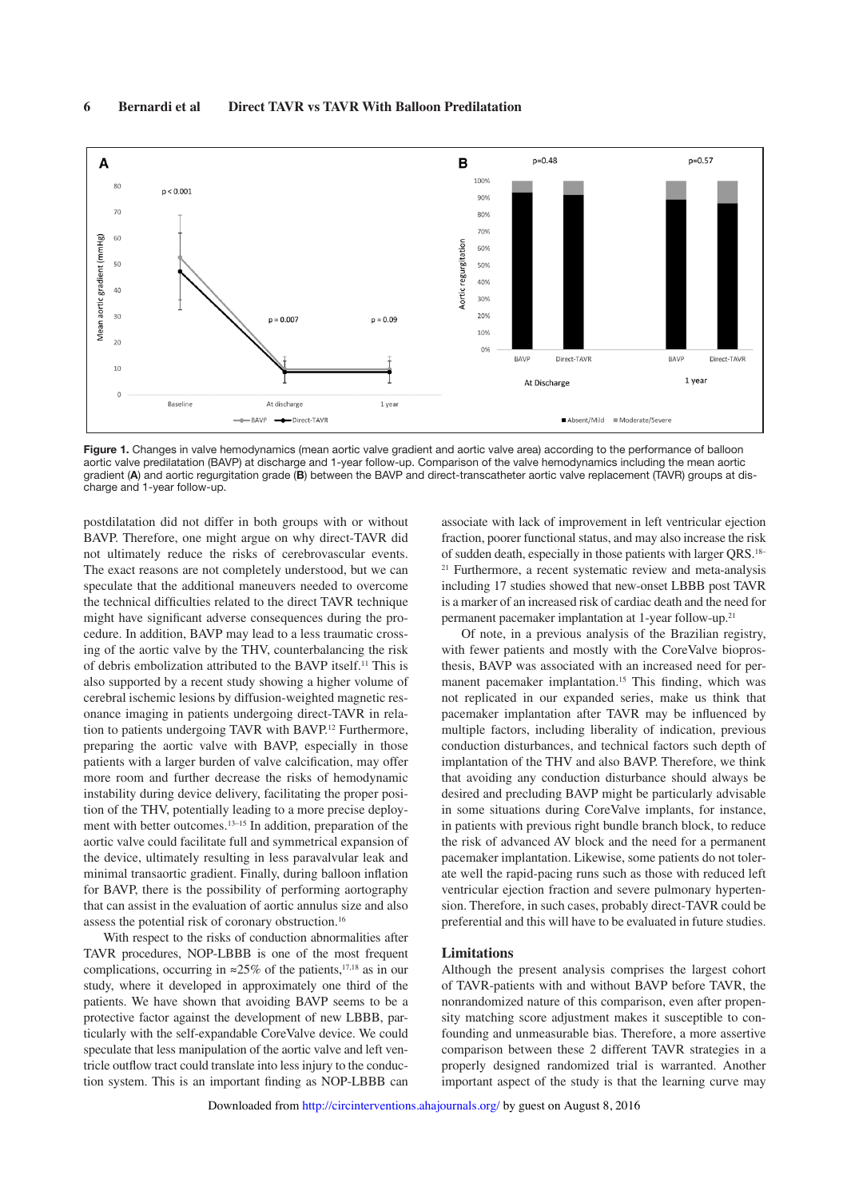A

80
70
60
50
40
30
20
10
0

Mean aortic gradient (mmHg)

p < 0.001

p = 0.007

p = 0.09

Baseline

At discharge

1 year

BAVP Direct-TAVR

B

p=0.48

p=0.57

100%
90%
80%
70%
60%
50%
40%
30%
20%
10%
0%

Aortic regurgitation

BAVP Direct-TAVR

BAVP Direct-TAVR

At Discharge

1 year

Absent/Mild Moderate/Severe

**Figure 1.** Changes in valve hemodynamics (mean aortic valve gradient and aortic valve area) according to the performance of balloon aortic valve predilatation (BAVP) at discharge and 1-year follow-up. Comparison of the valve hemodynamics including the mean aortic gradient (**A**) and aortic regurgitation grade (**B**) between the BAVP and direct-transcatheter aortic valve replacement (TAVR) groups at discharge and 1-year follow-up.

postdilatation did not differ in both groups with or without BAVP. Therefore, one might argue on why direct-TAVR did not ultimately reduce the risks of cerebrovascular events. The exact reasons are not completely understood, but we can speculate that the additional maneuvers needed to overcome the technical difficulties related to the direct TAVR technique might have significant adverse consequences during the procedure. In addition, BAVP may lead to a less traumatic crossing of the aortic valve by the THV, counterbalancing the risk of debris embolization attributed to the BAVP itself.[11] This is also supported by a recent study showing a higher volume of cerebral ischemic lesions by diffusion-weighted magnetic resonance imaging in patients undergoing direct-TAVR in relation to patients undergoing TAVR with BAVP.[12] Furthermore, preparing the aortic valve with BAVP, especially in those patients with a larger burden of valve calcification, may offer more room and further decrease the risks of hemodynamic instability during device delivery, facilitating the proper position of the THV, potentially leading to a more precise deployment with better outcomes.[13–15] In addition, preparation of the aortic valve could facilitate full and symmetrical expansion of the device, ultimately resulting in less paravalvular leak and minimal transaortic gradient. Finally, during balloon inflation for BAVP, there is the possibility of performing aortography that can assist in the evaluation of aortic annulus size and also assess the potential risk of coronary obstruction.[16]

With respect to the risks of conduction abnormalities after TAVR procedures, NOP-LBBB is one of the most frequent complications, occurring in ≈25% of the patients,[17,18] as in our study, where it developed in approximately one third of the patients. We have shown that avoiding BAVP seems to be a protective factor against the development of new LBBB, particularly with the self-expandable CoreValve device. We could speculate that less manipulation of the aortic valve and left ventricle outflow tract could translate into less injury to the conduction system. This is an important finding as NOP-LBBB can associate with lack of improvement in left ventricular ejection fraction, poorer functional status, and may also increase the risk of sudden death, especially in those patients with larger QRS.[18–21] Furthermore, a recent systematic review and meta-analysis including 17 studies showed that new-onset LBBB post TAVR is a marker of an increased risk of cardiac death and the need for permanent pacemaker implantation at 1-year follow-up.[21]

Of note, in a previous analysis of the Brazilian registry, with fewer patients and mostly with the CoreValve bioprosthesis, BAVP was associated with an increased need for permanent pacemaker implantation.[15] This finding, which was not replicated in our expanded series, make us think that pacemaker implantation after TAVR may be influenced by multiple factors, including liberality of indication, previous conduction disturbances, and technical factors such depth of implantation of the THV and also BAVP. Therefore, we think that avoiding any conduction disturbance should always be desired and precluding BAVP might be particularly advisable in some situations during CoreValve implants, for instance, in patients with previous right bundle branch block, to reduce the risk of advanced AV block and the need for a permanent pacemaker implantation. Likewise, some patients do not tolerate well the rapid-pacing runs such as those with reduced left ventricular ejection fraction and severe pulmonary hypertension. Therefore, in such cases, probably direct-TAVR could be preferential and this will have to be evaluated in future studies.

## Limitations

Although the present analysis comprises the largest cohort of TAVR-patients with and without BAVP before TAVR, the nonrandomized nature of this comparison, even after propensity matching score adjustment makes it susceptible to confounding and unmeasurable bias. Therefore, a more assertive comparison between these 2 different TAVR strategies in a properly designed randomized trial is warranted. Another important aspect of the study is that the learning curve may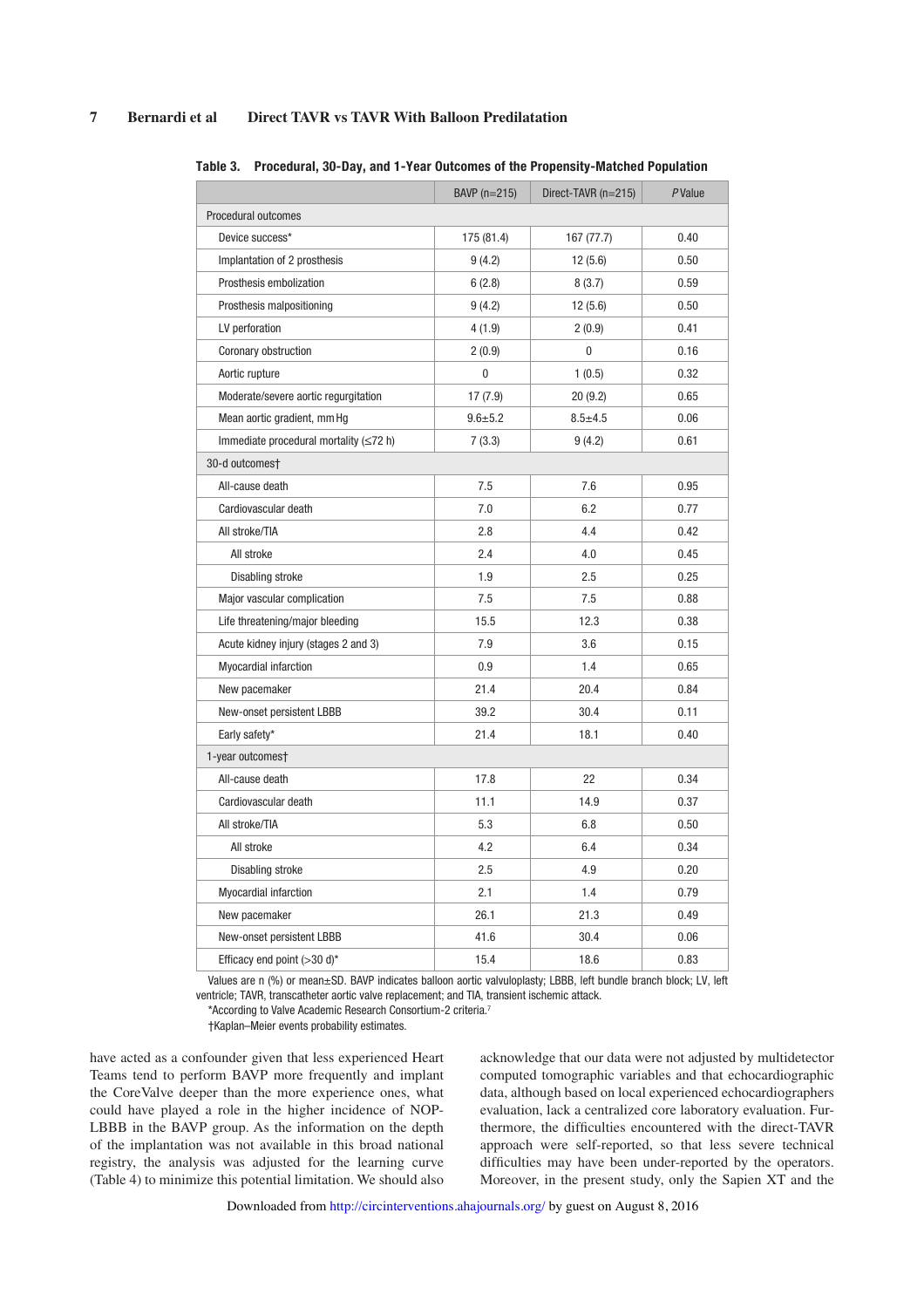**Table 3. Procedural, 30-Day, and 1-Year Outcomes of the Propensity-Matched Population**

| | BAVP (n=215) | Direct-TAVR (n=215) | *P* Value |
|---|---|---|---|
| Procedural outcomes | | | |
| Device success* | 175 (81.4) | 167 (77.7) | 0.40 |
| Implantation of 2 prosthesis | 9 (4.2) | 12 (5.6) | 0.50 |
| Prosthesis embolization | 6 (2.8) | 8 (3.7) | 0.59 |
| Prosthesis malpositioning | 9 (4.2) | 12 (5.6) | 0.50 |
| LV perforation | 4 (1.9) | 2 (0.9) | 0.41 |
| Coronary obstruction | 2 (0.9) | 0 | 0.16 |
| Aortic rupture | 0 | 1 (0.5) | 0.32 |
| Moderate/severe aortic regurgitation | 17 (7.9) | 20 (9.2) | 0.65 |
| Mean aortic gradient, mm Hg | 9.6±5.2 | 8.5±4.5 | 0.06 |
| Immediate procedural mortality (≤72 h) | 7 (3.3) | 9 (4.2) | 0.61 |
| 30-d outcomes† | | | |
| All-cause death | 7.5 | 7.6 | 0.95 |
| Cardiovascular death | 7.0 | 6.2 | 0.77 |
| All stroke/TIA | 2.8 | 4.4 | 0.42 |
| All stroke | 2.4 | 4.0 | 0.45 |
| Disabling stroke | 1.9 | 2.5 | 0.25 |
| Major vascular complication | 7.5 | 7.5 | 0.88 |
| Life threatening/major bleeding | 15.5 | 12.3 | 0.38 |
| Acute kidney injury (stages 2 and 3) | 7.9 | 3.6 | 0.15 |
| Myocardial infarction | 0.9 | 1.4 | 0.65 |
| New pacemaker | 21.4 | 20.4 | 0.84 |
| New-onset persistent LBBB | 39.2 | 30.4 | 0.11 |
| Early safety* | 21.4 | 18.1 | 0.40 |
| 1-year outcomes† | | | |
| All-cause death | 17.8 | 22 | 0.34 |
| Cardiovascular death | 11.1 | 14.9 | 0.37 |
| All stroke/TIA | 5.3 | 6.8 | 0.50 |
| All stroke | 4.2 | 6.4 | 0.34 |
| Disabling stroke | 2.5 | 4.9 | 0.20 |
| Myocardial infarction | 2.1 | 1.4 | 0.79 |
| New pacemaker | 26.1 | 21.3 | 0.49 |
| New-onset persistent LBBB | 41.6 | 30.4 | 0.06 |
| Efficacy end point (>30 d)* | 15.4 | 18.6 | 0.83 |

Values are n (%) or mean±SD. BAVP indicates balloon aortic valvuloplasty; LBBB, left bundle branch block; LV, left ventricle; TAVR, transcatheter aortic valve replacement; and TIA, transient ischemic attack.
*According to Valve Academic Research Consortium-2 criteria.[7]
†Kaplan–Meier events probability estimates.

have acted as a confounder given that less experienced Heart Teams tend to perform BAVP more frequently and implant the CoreValve deeper than the more experience ones, what could have played a role in the higher incidence of NOP-LBBB in the BAVP group. As the information on the depth of the implantation was not available in this broad national registry, the analysis was adjusted for the learning curve (Table 4) to minimize this potential limitation. We should also acknowledge that our data were not adjusted by multidetector computed tomographic variables and that echocardiographic data, although based on local experienced echocardiographers evaluation, lack a centralized core laboratory evaluation. Furthermore, the difficulties encountered with the direct-TAVR approach were self-reported, so that less severe technical difficulties may have been under-reported by the operators. Moreover, in the present study, only the Sapien XT and the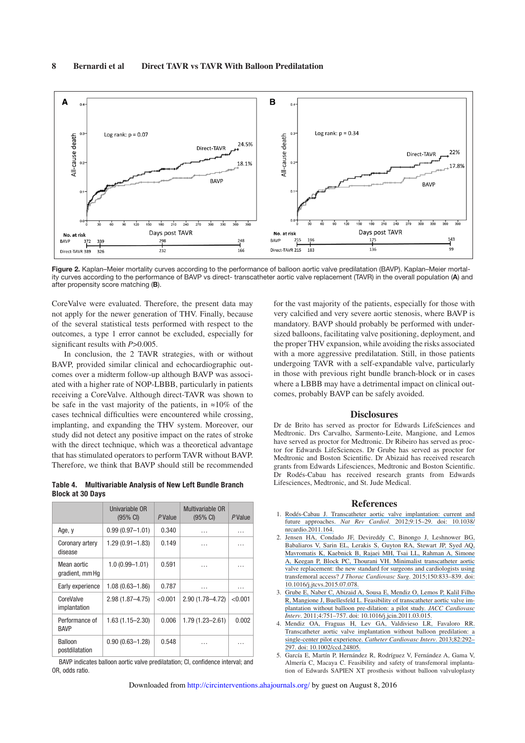Figure 2. Kaplan–Meier mortality curves according to the performance of balloon aortic valve predilatation (BAVP). Kaplan–Meier mortality curves according to the performance of BAVP vs direct- transcatheter aortic valve replacement (TAVR) in the overall population (**A**) and after propensity score matching (**B**).

CoreValve were evaluated. Therefore, the present data may not apply for the newer generation of THV. Finally, because of the several statistical tests performed with respect to the outcomes, a type 1 error cannot be excluded, especially for significant results with $P>0.005$.

In conclusion, the 2 TAVR strategies, with or without BAVP, provided similar clinical and echocardiographic outcomes over a midterm follow-up although BAVP was associated with a higher rate of NOP-LBBB, particularly in patients receiving a CoreValve. Although direct-TAVR was shown to be safe in the vast majority of the patients, in ≈10% of the cases technical difficulties were encountered while crossing, implanting, and expanding the THV system. Moreover, our study did not detect any positive impact on the rates of stroke with the direct technique, which was a theoretical advantage that has stimulated operators to perform TAVR without BAVP. Therefore, we think that BAVP should still be recommended for the vast majority of the patients, especially for those with very calcified and very severe aortic stenosis, where BAVP is mandatory. BAVP should probably be performed with undersized balloons, facilitating valve positioning, deployment, and the proper THV expansion, while avoiding the risks associated with a more aggressive predilatation. Still, in those patients undergoing TAVR with a self-expandable valve, particularly in those with previous right bundle branch-block or in cases where a LBBB may have a detrimental impact on clinical outcomes, probably BAVP can be safely avoided.

**Table 4. Multivariable Analysis of New Left Bundle Branch Block at 30 Days**

| | Univariable OR (95% CI) | *P* Value | Multivariable OR (95% CI) | *P* Value |
|---|---|---|---|---|
| Age, y | 0.99 (0.97–1.01) | 0.340 | … | … |
| Coronary artery disease | 1.29 (0.91–1.83) | 0.149 | … | … |
| Mean aortic gradient, mm Hg | 1.0 (0.99–1.01) | 0.591 | … | … |
| Early experience | 1.08 (0.63–1.86) | 0.787 | … | … |
| CoreValve implantation | 2.98 (1.87–4.75) | <0.001 | 2.90 (1.78–4.72) | <0.001 |
| Performance of BAVP | 1.63 (1.15–2.30) | 0.006 | 1.79 (1.23–2.61) | 0.002 |
| Balloon postdilatation | 0.90 (0.63–1.28) | 0.548 | … | … |

BAVP indicates balloon aortic valve predilatation; CI, confidence interval; and OR, odds ratio.

## Disclosures

Dr de Brito has served as proctor for Edwards LifeSciences and Medtronic. Drs Carvalho, Sarmento-Leite, Mangione, and Lemos have served as proctor for Medtronic. Dr Ribeiro has served as proctor for Edwards LifeSciences. Dr Grube has served as proctor for Medtronic and Boston Scientific. Dr Abizaid has received research grants from Edwards Lifesciences, Medtronic and Boston Scientific. Dr Rodés-Cabau has received research grants from Edwards Lifesciences, Medtronic, and St. Jude Medical.

## References

1. Rodés-Cabau J. Transcatheter aortic valve implantation: current and future approaches. *Nat Rev Cardiol*. 2012;9:15–29. doi: 10.1038/nrcardio.2011.164.
2. Jensen HA, Condado JF, Devireddy C, Binongo J, Leshnower BG, Babaliaros V, Sarin EL, Lerakis S, Guyton RA, Stewart JP, Syed AQ, Mavromatis K, Kaebnick B, Rajaei MH, Tsai LL, Rahman A, Simone A, Keegan P, Block PC, Thourani VH. Minimalist transcatheter aortic valve replacement: the new standard for surgeons and cardiologists using transfemoral access? *J Thorac Cardiovasc Surg*. 2015;150:833–839. doi: 10.1016/j.jtcvs.2015.07.078.
3. Grube E, Naber C, Abizaid A, Sousa E, Mendiz O, Lemos P, Kalil Filho R, Mangione J, Buellesfeld L. Feasibility of transcatheter aortic valve implantation without balloon pre-dilation: a pilot study. *JACC Cardiovasc Interv*. 2011;4:751–757. doi: 10.1016/j.jcin.2011.03.015.
4. Mendiz OA, Fraguas H, Lev GA, Valdivieso LR, Favaloro RR. Transcatheter aortic valve implantation without balloon predilation: a single-center pilot experience. *Catheter Cardiovasc Interv*. 2013;82:292–297. doi: 10.1002/ccd.24805.
5. García E, Martín P, Hernández R, Rodríguez V, Fernández A, Gama V, Almería C, Macaya C. Feasibility and safety of transfemoral implantation of Edwards SAPIEN XT prosthesis without balloon valvuloplasty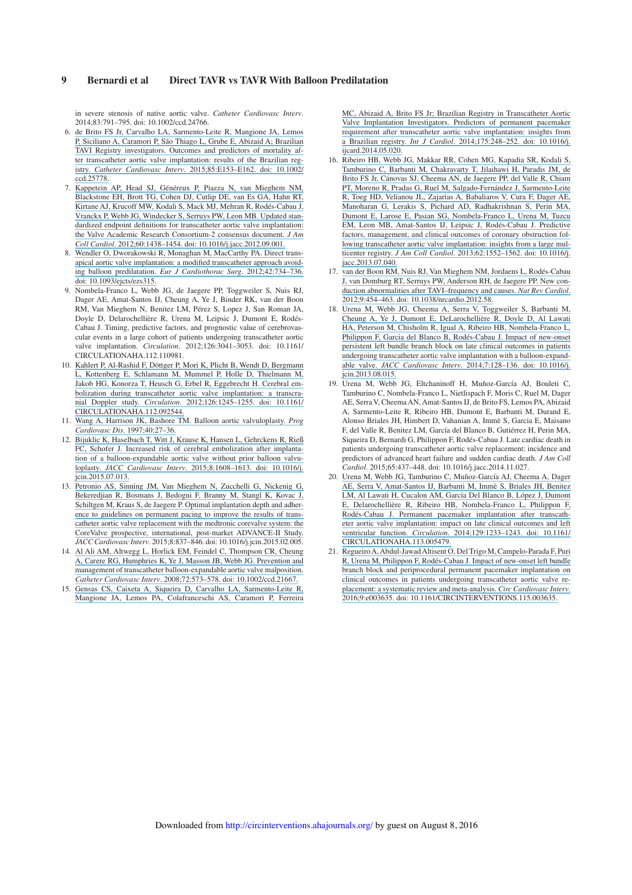in severe stenosis of native aortic valve. *Catheter Cardiovasc Interv*. 2014;83:791–795. doi: 10.1002/ccd.24766.

6. de Brito FS Jr, Carvalho LA, Sarmento-Leite R, Mangione JA, Lemos P, Siciliano A, Caramori P, São Thiago L, Grube E, Abizaid A; Brazilian TAVI Registry investigators. Outcomes and predictors of mortality after transcatheter aortic valve implantation: results of the Brazilian registry. *Catheter Cardiovasc Interv*. 2015;85:E153–E162. doi: 10.1002/ccd.25778.
7. Kappetein AP, Head SJ, Généreux P, Piazza N, van Mieghem NM, Blackstone EH, Brott TG, Cohen DJ, Cutlip DE, van Es GA, Hahn RT, Kirtane AJ, Krucoff MW, Kodali S, Mack MJ, Mehran R, Rodés-Cabau J, Vranckx P, Webb JG, Windecker S, Serruys PW, Leon MB. Updated standardized endpoint definitions for transcatheter aortic valve implantation: the Valve Academic Research Consortium-2 consensus document. *J Am Coll Cardiol*. 2012;60:1438–1454. doi: 10.1016/j.jacc.2012.09.001.
8. Wendler O, Dworakowski R, Monaghan M, MacCarthy PA. Direct transapical aortic valve implantation: a modified transcatheter approach avoiding balloon predilatation. *Eur J Cardiothorac Surg*. 2012;42:734–736. doi: 10.1093/ejcts/ezs315.
9. Nombela-Franco L, Webb JG, de Jaegere PP, Toggweiler S, Nuis RJ, Dager AE, Amat-Santos IJ, Cheung A, Ye J, Binder RK, van der Boon RM, Van Mieghem N, Benitez LM, Pérez S, Lopez J, San Roman JA, Doyle D, Delarochellière R, Urena M, Leipsic J, Dumont E, Rodés-Cabau J. Timing, predictive factors, and prognostic value of cerebrovascular events in a large cohort of patients undergoing transcatheter aortic valve implantation. *Circulation*. 2012;126:3041–3053. doi: 10.1161/CIRCULATIONAHA.112.110981.
10. Kahlert P, Al-Rashid F, Döttger P, Mori K, Plicht B, Wendt D, Bergmann L, Kottenberg E, Schlamann M, Mummel P, Holle D, Thielmann M, Jakob HG, Konorza T, Heusch G, Erbel R, Eggebrecht H. Cerebral embolization during transcatheter aortic valve implantation: a transcranial Doppler study. *Circulation*. 2012;126:1245–1255. doi: 10.1161/CIRCULATIONAHA.112.092544.
11. Wang A, Harrison JK, Bashore TM. Balloon aortic valvuloplasty. *Prog Cardiovasc Dis*. 1997;40:27–36.
12. Bijuklic K, Haselbach T, Witt J, Krause K, Hansen L, Gehrckens R, Rieß FC, Schofer J. Increased risk of cerebral embolization after implantation of a balloon-expandable aortic valve without prior balloon valvuloplasty. *JACC Cardiovasc Interv*. 2015;8:1608–1613. doi: 10.1016/j.jcin.2015.07.013.
13. Petronio AS, Sinning JM, Van Mieghem N, Zucchelli G, Nickenig G, Bekeredjian R, Bosmans J, Bedogni F, Branny M, Stangl K, Kovac J, Schiltgen M, Kraus S, de Jaegere P. Optimal implantation depth and adherence to guidelines on permanent pacing to improve the results of transcatheter aortic valve replacement with the medtronic corevalve system: the CoreValve prospective, international, post-market ADVANCE-II Study. *JACC Cardiovasc Interv*. 2015;8:837–846. doi: 10.1016/j.jcin.2015.02.005.
14. Al Ali AM, Altwegg L, Horlick EM, Feindel C, Thompson CR, Cheung A, Carere RG, Humphries K, Ye J, Masson JB, Webb JG. Prevention and management of transcatheter balloon-expandable aortic valve malposition. *Catheter Cardiovasc Interv*. 2008;72:573–578. doi: 10.1002/ccd.21667.
15. Gensas CS, Caixeta A, Siqueira D, Carvalho LA, Sarmento-Leite R, Mangione JA, Lemos PA, Colafranceschi AS, Caramori P, Ferreira MC, Abizaid A, Brito FS Jr; Brazilian Registry in Transcatheter Aortic Valve Implantation Investigators. Predictors of permanent pacemaker requirement after transcatheter aortic valve implantation: insights from a Brazilian registry. *Int J Cardiol*. 2014;175:248–252. doi: 10.1016/j.ijcard.2014.05.020.
16. Ribeiro HB, Webb JG, Makkar RR, Cohen MG, Kapadia SR, Kodali S, Tamburino C, Barbanti M, Chakravarty T, Jilaihawi H, Paradis JM, de Brito FS Jr, Cánovas SJ, Cheema AN, de Jaegere PP, del Valle R, Chiam PT, Moreno R, Pradas G, Ruel M, Salgado-Fernández J, Sarmento-Leite R, Toeg HD, Velianou JL, Zajarias A, Babaliaros V, Cura F, Dager AE, Manoharan G, Lerakis S, Pichard AD, Radhakrishnan S, Perin MA, Dumont E, Larose E, Pasian SG, Nombela-Franco L, Urena M, Tuzcu EM, Leon MB, Amat-Santos IJ, Leipsic J, Rodés-Cabau J. Predictive factors, management, and clinical outcomes of coronary obstruction following transcatheter aortic valve implantation: insights from a large multicenter registry. *J Am Coll Cardiol*. 2013;62:1552–1562. doi: 10.1016/j.jacc.2013.07.040.
17. van der Boon RM, Nuis RJ, Van Mieghem NM, Jordaens L, Rodés-Cabau J, van Domburg RT, Serruys PW, Anderson RH, de Jaegere PP. New conduction abnormalities after TAVI–frequency and causes. *Nat Rev Cardiol*. 2012;9:454–463. doi: 10.1038/nrcardio.2012.58.
18. Urena M, Webb JG, Cheema A, Serra V, Toggweiler S, Barbanti M, Cheung A, Ye J, Dumont E, DeLarochellière R, Doyle D, Al Lawati HA, Peterson M, Chisholm R, Igual A, Ribeiro HB, Nombela-Franco L, Philippon F, Garcia del Blanco B, Rodés-Cabau J. Impact of new-onset persistent left bundle branch block on late clinical outcomes in patients undergoing transcatheter aortic valve implantation with a balloon-expandable valve. *JACC Cardiovasc Interv*. 2014;7:128–136. doi: 10.1016/j.jcin.2013.08.015.
19. Urena M, Webb JG, Eltchaninoff H, Muñoz-García AJ, Bouleti C, Tamburino C, Nombela-Franco L, Nietlispach F, Moris C, Ruel M, Dager AE, Serra V, Cheema AN, Amat-Santos IJ, de Brito FS, Lemos PA, Abizaid A, Sarmento-Leite R, Ribeiro HB, Dumont E, Barbanti M, Durand E, Alonso Briales JH, Himbert D, Vahanian A, Immè S, Garcia E, Maisano F, del Valle R, Benitez LM, García del Blanco B, Gutiérrez H, Perin MA, Siqueira D, Bernardi G, Philippon F, Rodés-Cabau J. Late cardiac death in patients undergoing transcatheter aortic valve replacement: incidence and predictors of advanced heart failure and sudden cardiac death. *J Am Coll Cardiol*. 2015;65:437–448. doi: 10.1016/j.jacc.2014.11.027.
20. Urena M, Webb JG, Tamburino C, Muñoz-García AJ, Cheema A, Dager AE, Serra V, Amat-Santos IJ, Barbanti M, Immè S, Briales JH, Benitez LM, Al Lawati H, Cucalon AM, García Del Blanco B, López J, Dumont E, Delarochellière R, Ribeiro HB, Nombela-Franco L, Philippon F, Rodés-Cabau J. Permanent pacemaker implantation after transcatheter aortic valve implantation: impact on late clinical outcomes and left ventricular function. *Circulation*. 2014;129:1233–1243. doi: 10.1161/CIRCULATIONAHA.113.005479.
21. Regueiro A, Abdul-Jawad Altisent O, Del Trigo M, Campelo-Parada F, Puri R, Urena M, Philippon F, Rodés-Cabau J. Impact of new-onset left bundle branch block and periprocedural permanent pacemaker implantation on clinical outcomes in patients undergoing transcatheter aortic valve replacement: a systematic review and meta-analysis. *Circ Cardiovasc Interv*. 2016;9:e003635. doi: 10.1161/CIRCINTERVENTIONS.115.003635.

Downloaded from http://circinterventions.ahajournals.org/ by guest on August 8, 2016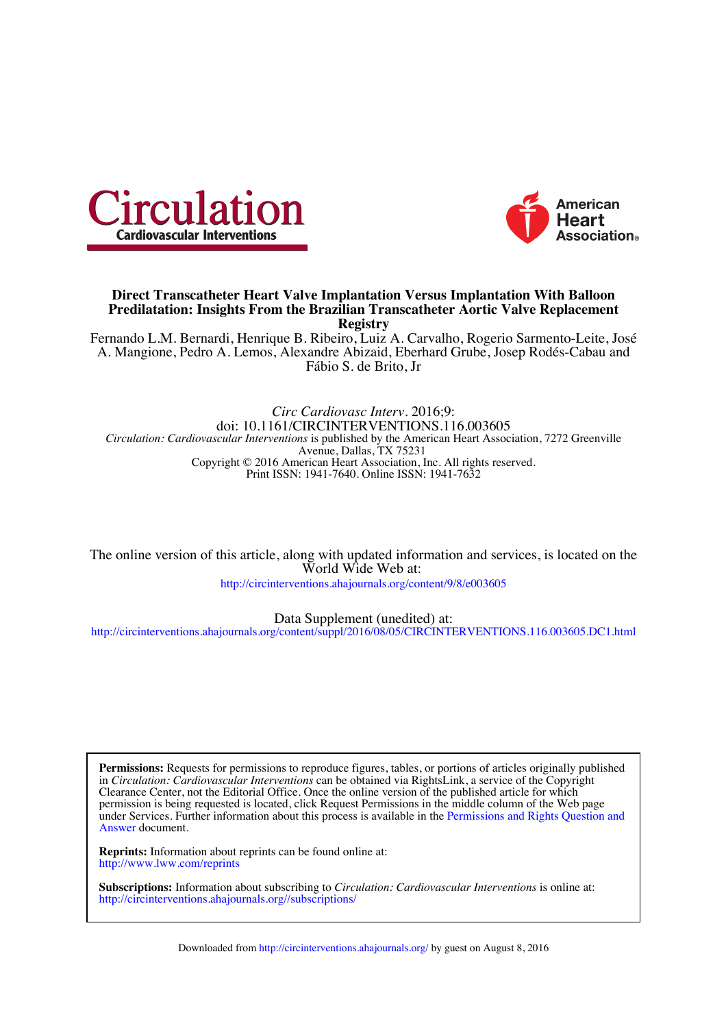**Direct Transcatheter Heart Valve Implantation Versus Implantation With Balloon Predilatation: Insights From the Brazilian Transcatheter Aortic Valve Replacement Registry**

Fernando L.M. Bernardi, Henrique B. Ribeiro, Luiz A. Carvalho, Rogerio Sarmento-Leite, José A. Mangione, Pedro A. Lemos, Alexandre Abizaid, Eberhard Grube, Josep Rodés-Cabau and Fábio S. de Brito, Jr

*Circ Cardiovasc Interv*. 2016;9:
doi: 10.1161/CIRCINTERVENTIONS.116.003605
*Circulation: Cardiovascular Interventions* is published by the American Heart Association, 7272 Greenville Avenue, Dallas, TX 75231
Copyright © 2016 American Heart Association, Inc. All rights reserved.
Print ISSN: 1941-7640. Online ISSN: 1941-7632

The online version of this article, along with updated information and services, is located on the World Wide Web at:
http://circinterventions.ahajournals.org/content/9/8/e003605

Data Supplement (unedited) at:
http://circinterventions.ahajournals.org/content/suppl/2016/08/05/CIRCINTERVENTIONS.116.003605.DC1.html

**Permissions:** Requests for permissions to reproduce figures, tables, or portions of articles originally published in *Circulation: Cardiovascular Interventions* can be obtained via RightsLink, a service of the Copyright Clearance Center, not the Editorial Office. Once the online version of the published article for which permission is being requested is located, click Request Permissions in the middle column of the Web page under Services. Further information about this process is available in the Permissions and Rights Question and Answer document.

**Reprints:** Information about reprints can be found online at:
http://www.lww.com/reprints

**Subscriptions:** Information about subscribing to *Circulation: Cardiovascular Interventions* is online at:
http://circinterventions.ahajournals.org//subscriptions/

Downloaded from http://circinterventions.ahajournals.org/ by guest on August 8, 2016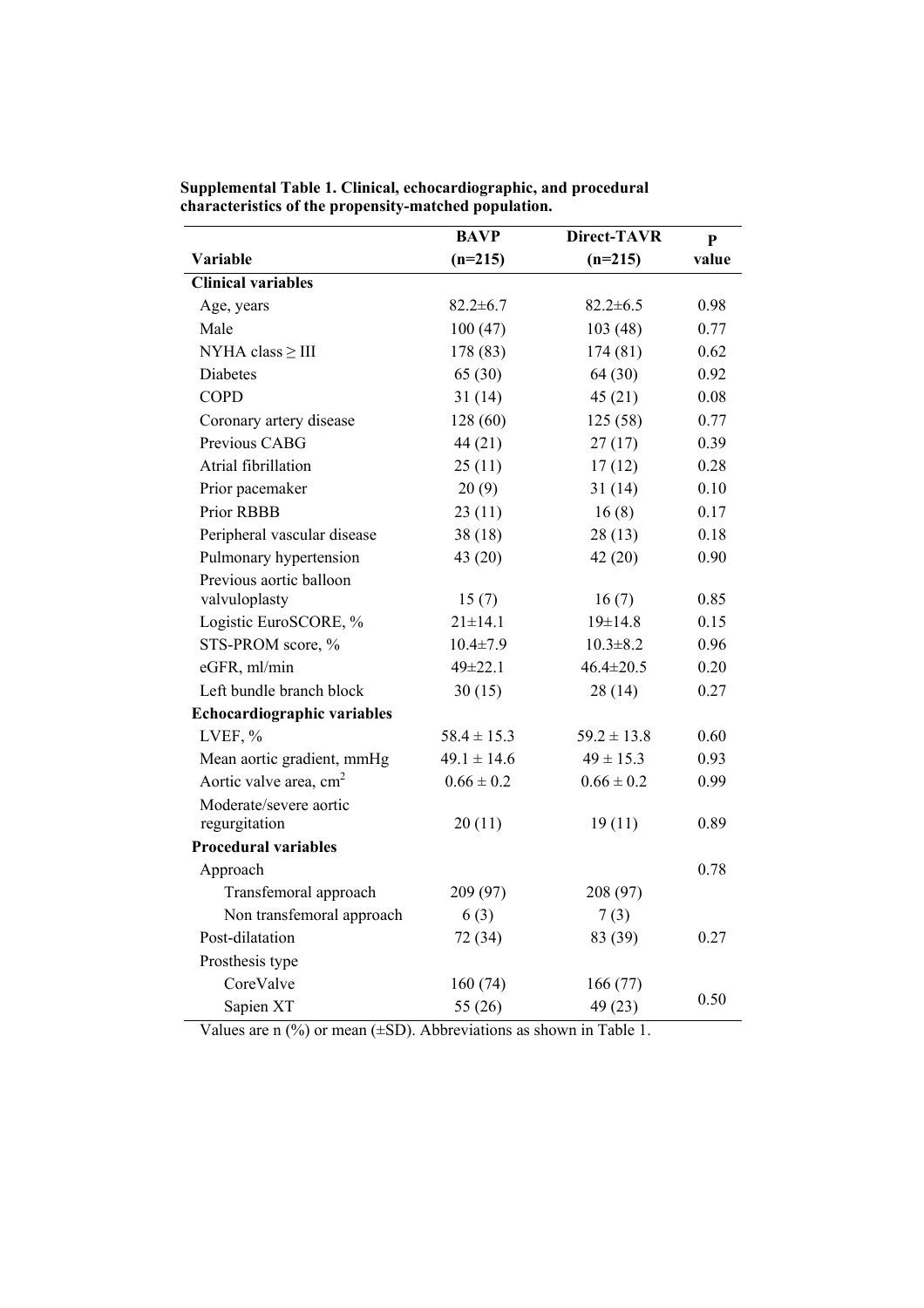**Supplemental Table 1. Clinical, echocardiographic, and procedural characteristics of the propensity-matched population.**

| Variable | BAVP (n=215) | Direct-TAVR (n=215) | P value |
|---|---|---|---|
| **Clinical variables** | | | |
| Age, years | 82.2±6.7 | 82.2±6.5 | 0.98 |
| Male | 100 (47) | 103 (48) | 0.77 |
| NYHA class ≥ III | 178 (83) | 174 (81) | 0.62 |
| Diabetes | 65 (30) | 64 (30) | 0.92 |
| COPD | 31 (14) | 45 (21) | 0.08 |
| Coronary artery disease | 128 (60) | 125 (58) | 0.77 |
| Previous CABG | 44 (21) | 27 (17) | 0.39 |
| Atrial fibrillation | 25 (11) | 17 (12) | 0.28 |
| Prior pacemaker | 20 (9) | 31 (14) | 0.10 |
| Prior RBBB | 23 (11) | 16 (8) | 0.17 |
| Peripheral vascular disease | 38 (18) | 28 (13) | 0.18 |
| Pulmonary hypertension | 43 (20) | 42 (20) | 0.90 |
| Previous aortic balloon valvuloplasty | 15 (7) | 16 (7) | 0.85 |
| Logistic EuroSCORE, % | 21±14.1 | 19±14.8 | 0.15 |
| STS-PROM score, % | 10.4±7.9 | 10.3±8.2 | 0.96 |
| eGFR, ml/min | 49±22.1 | 46.4±20.5 | 0.20 |
| Left bundle branch block | 30 (15) | 28 (14) | 0.27 |
| **Echocardiographic variables** | | | |
| LVEF, % | 58.4 ± 15.3 | 59.2 ± 13.8 | 0.60 |
| Mean aortic gradient, mmHg | 49.1 ± 14.6 | 49 ± 15.3 | 0.93 |
| Aortic valve area, $cm^2$ | 0.66 ± 0.2 | 0.66 ± 0.2 | 0.99 |
| Moderate/severe aortic regurgitation | 20 (11) | 19 (11) | 0.89 |
| **Procedural variables** | | | |
| Approach | | | 0.78 |
| Transfemoral approach | 209 (97) | 208 (97) | |
| Non transfemoral approach | 6 (3) | 7 (3) | |
| Post-dilatation | 72 (34) | 83 (39) | 0.27 |
| Prosthesis type | | | |
| CoreValve | 160 (74) | 166 (77) | 0.50 |
| Sapien XT | 55 (26) | 49 (23) | |

Values are n (%) or mean (±SD). Abbreviations as shown in Table 1.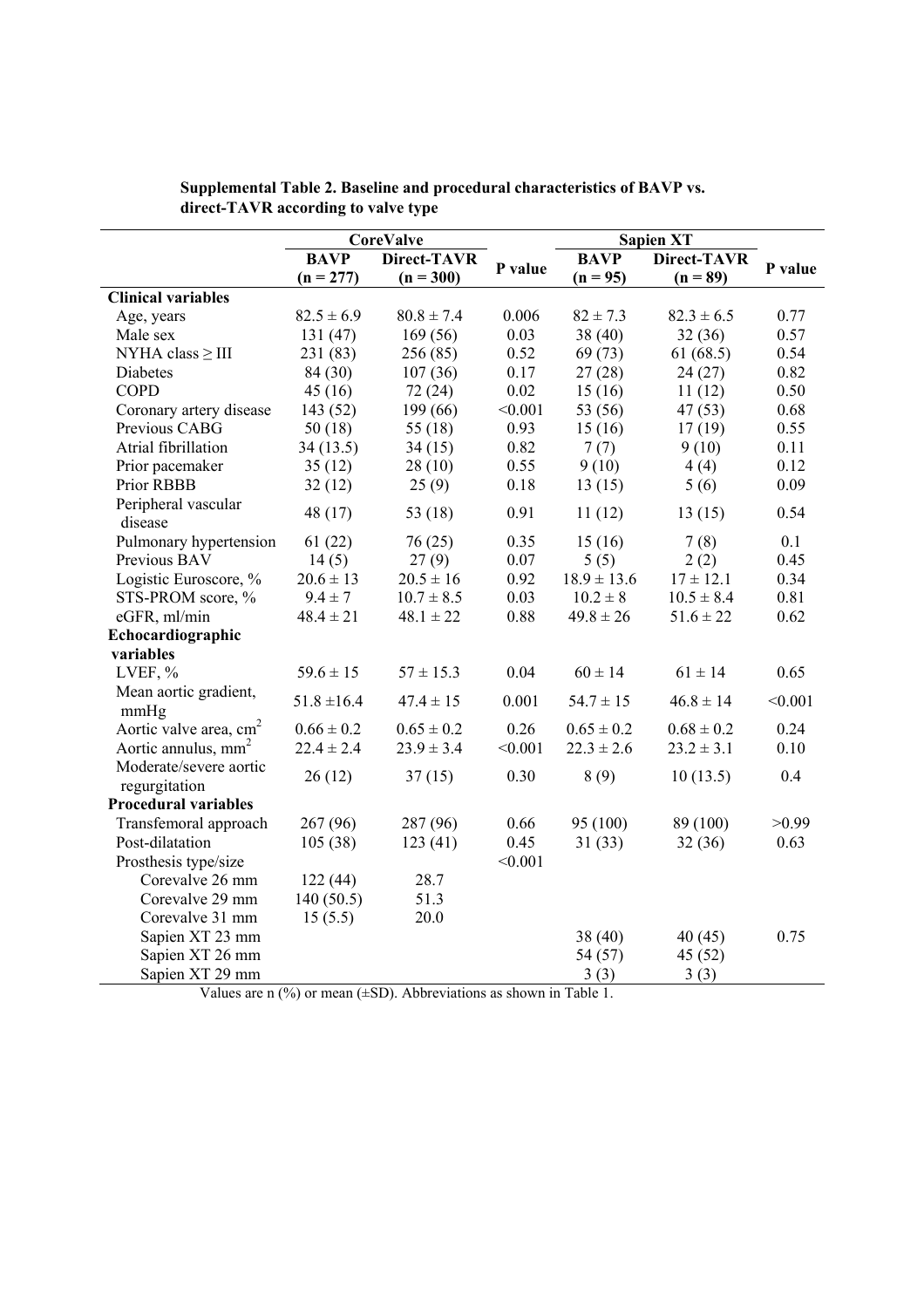**Supplemental Table 2. Baseline and procedural characteristics of BAVP vs. direct-TAVR according to valve type**

| | CoreValve | | | Sapien XT | | |
|---|---|---|---|---|---|---|
| | BAVP (n = 277) | Direct-TAVR (n = 300) | P value | BAVP (n = 95) | Direct-TAVR (n = 89) | P value |
| **Clinical variables** | | | | | | |
| Age, years | 82.5 ± 6.9 | 80.8 ± 7.4 | 0.006 | 82 ± 7.3 | 82.3 ± 6.5 | 0.77 |
| Male sex | 131 (47) | 169 (56) | 0.03 | 38 (40) | 32 (36) | 0.57 |
| NYHA class ≥ III | 231 (83) | 256 (85) | 0.52 | 69 (73) | 61 (68.5) | 0.54 |
| Diabetes | 84 (30) | 107 (36) | 0.17 | 27 (28) | 24 (27) | 0.82 |
| COPD | 45 (16) | 72 (24) | 0.02 | 15 (16) | 11 (12) | 0.50 |
| Coronary artery disease | 143 (52) | 199 (66) | <0.001 | 53 (56) | 47 (53) | 0.68 |
| Previous CABG | 50 (18) | 55 (18) | 0.93 | 15 (16) | 17 (19) | 0.55 |
| Atrial fibrillation | 34 (13.5) | 34 (15) | 0.82 | 7 (7) | 9 (10) | 0.11 |
| Prior pacemaker | 35 (12) | 28 (10) | 0.55 | 9 (10) | 4 (4) | 0.12 |
| Prior RBBB | 32 (12) | 25 (9) | 0.18 | 13 (15) | 5 (6) | 0.09 |
| Peripheral vascular disease | 48 (17) | 53 (18) | 0.91 | 11 (12) | 13 (15) | 0.54 |
| Pulmonary hypertension | 61 (22) | 76 (25) | 0.35 | 15 (16) | 7 (8) | 0.1 |
| Previous BAV | 14 (5) | 27 (9) | 0.07 | 5 (5) | 2 (2) | 0.45 |
| Logistic Euroscore, % | 20.6 ± 13 | 20.5 ± 16 | 0.92 | 18.9 ± 13.6 | 17 ± 12.1 | 0.34 |
| STS-PROM score, % | 9.4 ± 7 | 10.7 ± 8.5 | 0.03 | 10.2 ± 8 | 10.5 ± 8.4 | 0.81 |
| eGFR, ml/min | 48.4 ± 21 | 48.1 ± 22 | 0.88 | 49.8 ± 26 | 51.6 ± 22 | 0.62 |
| **Echocardiographic variables** | | | | | | |
| LVEF, % | 59.6 ± 15 | 57 ± 15.3 | 0.04 | 60 ± 14 | 61 ± 14 | 0.65 |
| Mean aortic gradient, mmHg | 51.8 ±16.4 | 47.4 ± 15 | 0.001 | 54.7 ± 15 | 46.8 ± 14 | <0.001 |
| Aortic valve area, $cm^2$ | 0.66 ± 0.2 | 0.65 ± 0.2 | 0.26 | 0.65 ± 0.2 | 0.68 ± 0.2 | 0.24 |
| Aortic annulus, $mm^2$ | 22.4 ± 2.4 | 23.9 ± 3.4 | <0.001 | 22.3 ± 2.6 | 23.2 ± 3.1 | 0.10 |
| Moderate/severe aortic regurgitation | 26 (12) | 37 (15) | 0.30 | 8 (9) | 10 (13.5) | 0.4 |
| **Procedural variables** | | | | | | |
| Transfemoral approach | 267 (96) | 287 (96) | 0.66 | 95 (100) | 89 (100) | >0.99 |
| Post-dilatation | 105 (38) | 123 (41) | 0.45 | 31 (33) | 32 (36) | 0.63 |
| Prosthesis type/size | | | <0.001 | | | |
| Corevalve 26 mm | 122 (44) | 28.7 | | | | |
| Corevalve 29 mm | 140 (50.5) | 51.3 | | | | |
| Corevalve 31 mm | 15 (5.5) | 20.0 | | | | |
| Sapien XT 23 mm | | | | 38 (40) | 40 (45) | 0.75 |
| Sapien XT 26 mm | | | | 54 (57) | 45 (52) | |
| Sapien XT 29 mm | | | | 3 (3) | 3 (3) | |

Values are n (%) or mean (±SD). Abbreviations as shown in Table 1.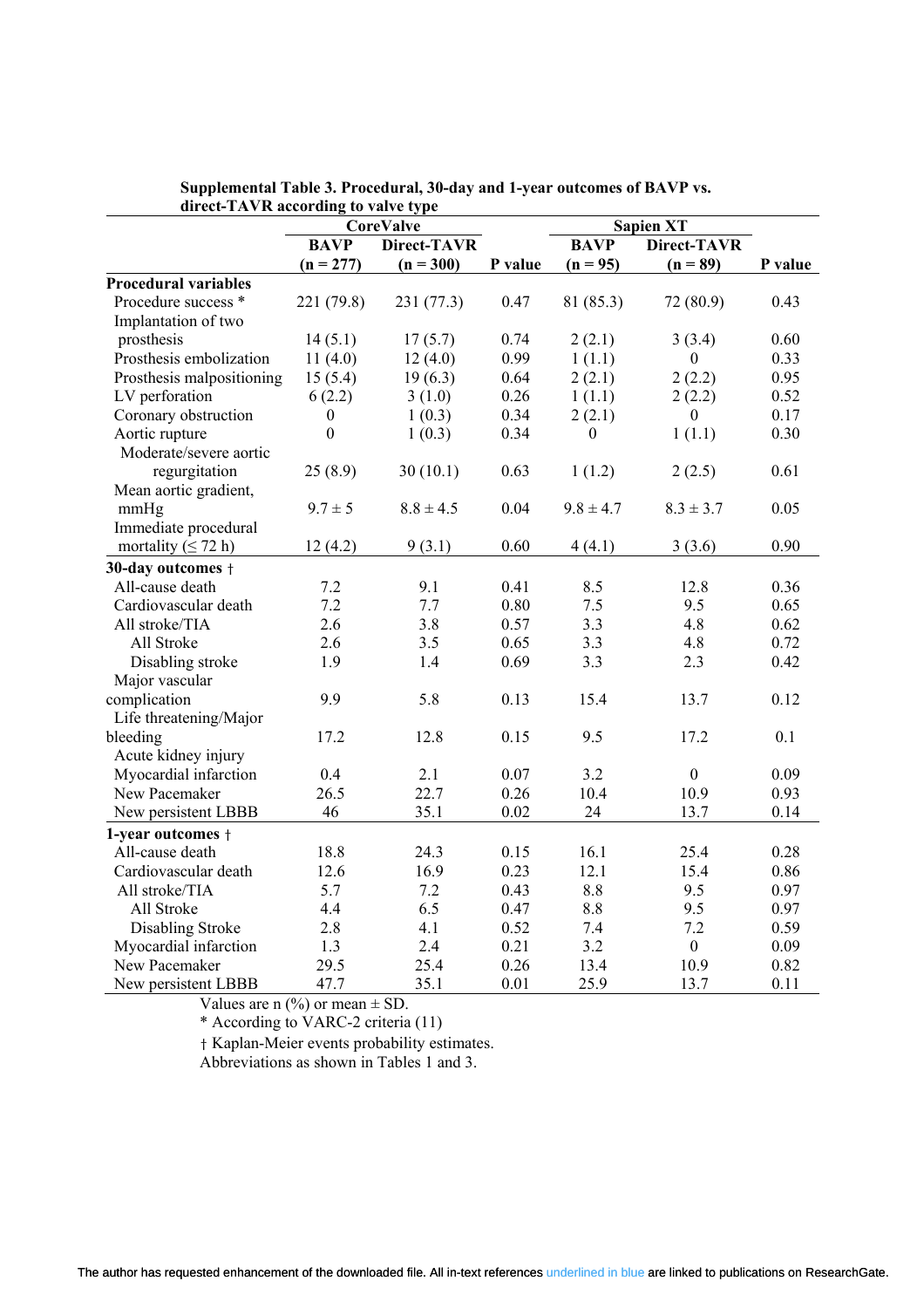**Supplemental Table 3. Procedural, 30-day and 1-year outcomes of BAVP vs. direct-TAVR according to valve type**

| | CoreValve | | | Sapien XT | | |
|---|---|---|---|---|---|---|
| | BAVP (n = 277) | Direct-TAVR (n = 300) | P value | BAVP (n = 95) | Direct-TAVR (n = 89) | P value |
| **Procedural variables** | | | | | | |
| Procedure success * | 221 (79.8) | 231 (77.3) | 0.47 | 81 (85.3) | 72 (80.9) | 0.43 |
| Implantation of two prosthesis | 14 (5.1) | 17 (5.7) | 0.74 | 2 (2.1) | 3 (3.4) | 0.60 |
| Prosthesis embolization | 11 (4.0) | 12 (4.0) | 0.99 | 1 (1.1) | 0 | 0.33 |
| Prosthesis malpositioning | 15 (5.4) | 19 (6.3) | 0.64 | 2 (2.1) | 2 (2.2) | 0.95 |
| LV perforation | 6 (2.2) | 3 (1.0) | 0.26 | 1 (1.1) | 2 (2.2) | 0.52 |
| Coronary obstruction | 0 | 1 (0.3) | 0.34 | 2 (2.1) | 0 | 0.17 |
| Aortic rupture | 0 | 1 (0.3) | 0.34 | 0 | 1 (1.1) | 0.30 |
| Moderate/severe aortic regurgitation | 25 (8.9) | 30 (10.1) | 0.63 | 1 (1.2) | 2 (2.5) | 0.61 |
| Mean aortic gradient, mmHg | 9.7 ± 5 | 8.8 ± 4.5 | 0.04 | 9.8 ± 4.7 | 8.3 ± 3.7 | 0.05 |
| Immediate procedural mortality (≤ 72 h) | 12 (4.2) | 9 (3.1) | 0.60 | 4 (4.1) | 3 (3.6) | 0.90 |
| **30-day outcomes †** | | | | | | |
| All-cause death | 7.2 | 9.1 | 0.41 | 8.5 | 12.8 | 0.36 |
| Cardiovascular death | 7.2 | 7.7 | 0.80 | 7.5 | 9.5 | 0.65 |
| All stroke/TIA | 2.6 | 3.8 | 0.57 | 3.3 | 4.8 | 0.62 |
| All Stroke | 2.6 | 3.5 | 0.65 | 3.3 | 4.8 | 0.72 |
| Disabling stroke | 1.9 | 1.4 | 0.69 | 3.3 | 2.3 | 0.42 |
| Major vascular complication | 9.9 | 5.8 | 0.13 | 15.4 | 13.7 | 0.12 |
| Life threatening/Major bleeding | 17.2 | 12.8 | 0.15 | 9.5 | 17.2 | 0.1 |
| Acute kidney injury | | | | | | |
| Myocardial infarction | 0.4 | 2.1 | 0.07 | 3.2 | 0 | 0.09 |
| New Pacemaker | 26.5 | 22.7 | 0.26 | 10.4 | 10.9 | 0.93 |
| New persistent LBBB | 46 | 35.1 | 0.02 | 24 | 13.7 | 0.14 |
| **1-year outcomes †** | | | | | | |
| All-cause death | 18.8 | 24.3 | 0.15 | 16.1 | 25.4 | 0.28 |
| Cardiovascular death | 12.6 | 16.9 | 0.23 | 12.1 | 15.4 | 0.86 |
| All stroke/TIA | 5.7 | 7.2 | 0.43 | 8.8 | 9.5 | 0.97 |
| All Stroke | 4.4 | 6.5 | 0.47 | 8.8 | 9.5 | 0.97 |
| Disabling Stroke | 2.8 | 4.1 | 0.52 | 7.4 | 7.2 | 0.59 |
| Myocardial infarction | 1.3 | 2.4 | 0.21 | 3.2 | 0 | 0.09 |
| New Pacemaker | 29.5 | 25.4 | 0.26 | 13.4 | 10.9 | 0.82 |
| New persistent LBBB | 47.7 | 35.1 | 0.01 | 25.9 | 13.7 | 0.11 |

Values are n (%) or mean ± SD.

\* According to VARC-2 criteria (11)

† Kaplan-Meier events probability estimates.

Abbreviations as shown in Tables 1 and 3.